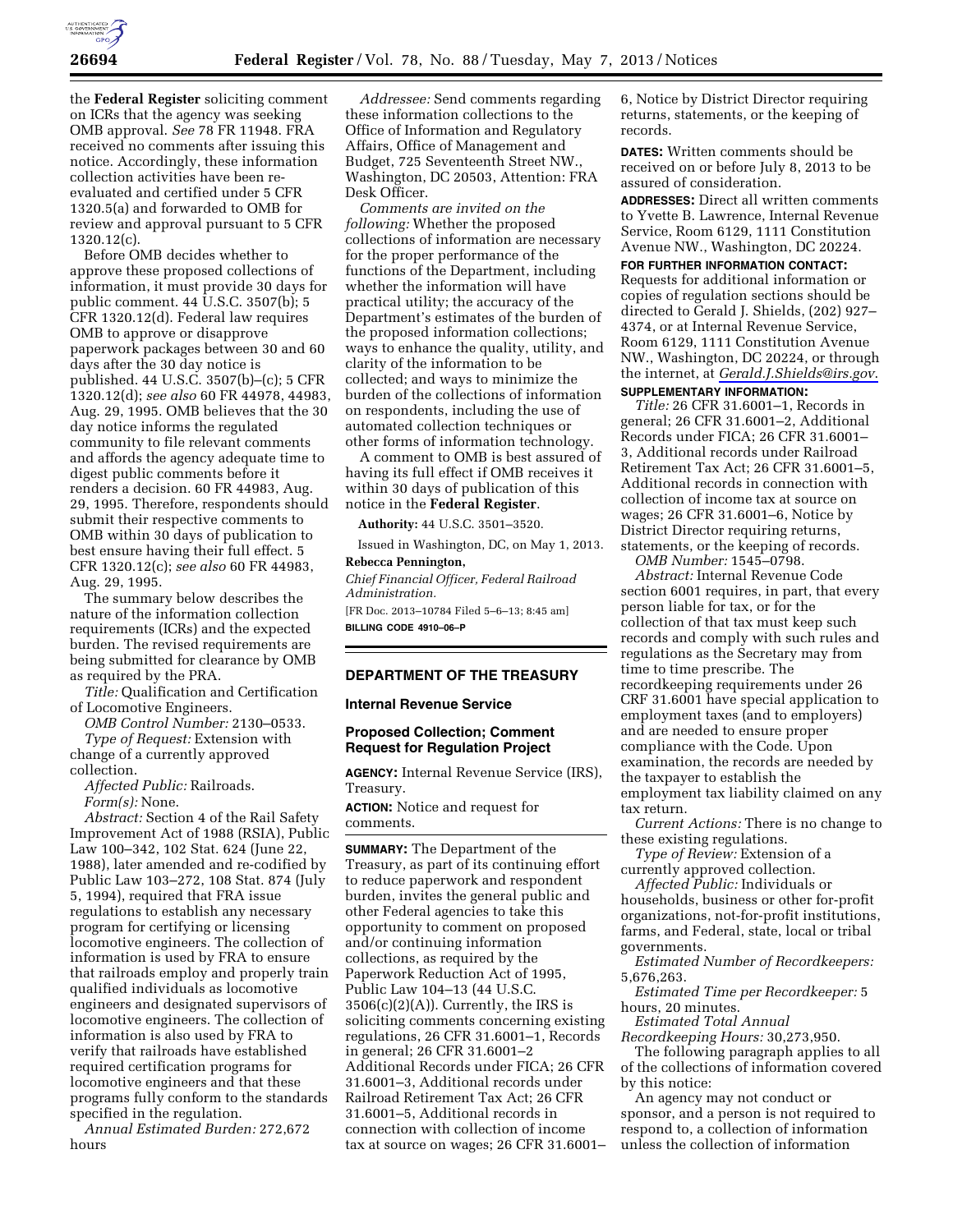the **Federal Register** soliciting comment on ICRs that the agency was seeking OMB approval. *See* 78 FR 11948. FRA received no comments after issuing this notice. Accordingly, these information collection activities have been re-evaluated and certified under 5 CFR 1320.5(a) and forwarded to OMB for review and approval pursuant to 5 CFR 1320.12(c).

Before OMB decides whether to approve these proposed collections of information, it must provide 30 days for public comment. 44 U.S.C. 3507(b); 5 CFR 1320.12(d). Federal law requires OMB to approve or disapprove paperwork packages between 30 and 60 days after the 30 day notice is published. 44 U.S.C. 3507(b)–(c); 5 CFR 1320.12(d); *see also* 60 FR 44978, 44983, Aug. 29, 1995. OMB believes that the 30 day notice informs the regulated community to file relevant comments and affords the agency adequate time to digest public comments before it renders a decision. 60 FR 44983, Aug. 29, 1995. Therefore, respondents should submit their respective comments to OMB within 30 days of publication to best ensure having their full effect. 5 CFR 1320.12(c); *see also* 60 FR 44983, Aug. 29, 1995.

The summary below describes the nature of the information collection requirements (ICRs) and the expected burden. The revised requirements are being submitted for clearance by OMB as required by the PRA.

*Title:* Qualification and Certification of Locomotive Engineers.

*OMB Control Number:* 2130–0533.

*Type of Request:* Extension with change of a currently approved collection.

*Affected Public:* Railroads.

*Form(s):* None.

*Abstract:* Section 4 of the Rail Safety Improvement Act of 1988 (RSIA), Public Law 100–342, 102 Stat. 624 (June 22, 1988), later amended and re-codified by Public Law 103–272, 108 Stat. 874 (July 5, 1994), required that FRA issue regulations to establish any necessary program for certifying or licensing locomotive engineers. The collection of information is used by FRA to ensure that railroads employ and properly train qualified individuals as locomotive engineers and designated supervisors of locomotive engineers. The collection of information is also used by FRA to verify that railroads have established required certification programs for locomotive engineers and that these programs fully conform to the standards specified in the regulation.

*Annual Estimated Burden:* 272,672 hours

*Addressee:* Send comments regarding these information collections to the Office of Information and Regulatory Affairs, Office of Management and Budget, 725 Seventeenth Street NW., Washington, DC 20503, Attention: FRA Desk Officer.

*Comments are invited on the following:* Whether the proposed collections of information are necessary for the proper performance of the functions of the Department, including whether the information will have practical utility; the accuracy of the Department's estimates of the burden of the proposed information collections; ways to enhance the quality, utility, and clarity of the information to be collected; and ways to minimize the burden of the collections of information on respondents, including the use of automated collection techniques or other forms of information technology.

A comment to OMB is best assured of having its full effect if OMB receives it within 30 days of publication of this notice in the **Federal Register**.

**Authority:** 44 U.S.C. 3501–3520.

Issued in Washington, DC, on May 1, 2013.

**Rebecca Pennington,**

*Chief Financial Officer, Federal Railroad Administration.*

[FR Doc. 2013–10784 Filed 5–6–13; 8:45 am]

**BILLING CODE 4910–06–P**

## DEPARTMENT OF THE TREASURY

### Internal Revenue Service

### Proposed Collection; Comment Request for Regulation Project

**AGENCY:** Internal Revenue Service (IRS), Treasury.

**ACTION:** Notice and request for comments.

**SUMMARY:** The Department of the Treasury, as part of its continuing effort to reduce paperwork and respondent burden, invites the general public and other Federal agencies to take this opportunity to comment on proposed and/or continuing information collections, as required by the Paperwork Reduction Act of 1995, Public Law 104–13 (44 U.S.C. 3506(c)(2)(A)). Currently, the IRS is soliciting comments concerning existing regulations, 26 CFR 31.6001–1, Records in general; 26 CFR 31.6001–2 Additional Records under FICA; 26 CFR 31.6001–3, Additional records under Railroad Retirement Tax Act; 26 CFR 31.6001–5, Additional records in connection with collection of income tax at source on wages; 26 CFR 31.6001–6, Notice by District Director requiring returns, statements, or the keeping of records.

**DATES:** Written comments should be received on or before July 8, 2013 to be assured of consideration.

**ADDRESSES:** Direct all written comments to Yvette B. Lawrence, Internal Revenue Service, Room 6129, 1111 Constitution Avenue NW., Washington, DC 20224.

**FOR FURTHER INFORMATION CONTACT:** Requests for additional information or copies of regulation sections should be directed to Gerald J. Shields, (202) 927–4374, or at Internal Revenue Service, Room 6129, 1111 Constitution Avenue NW., Washington, DC 20224, or through the internet, at *Gerald.J.Shields@irs.gov*.

**SUPPLEMENTARY INFORMATION:**

*Title:* 26 CFR 31.6001–1, Records in general; 26 CFR 31.6001–2, Additional Records under FICA; 26 CFR 31.6001–3, Additional records under Railroad Retirement Tax Act; 26 CFR 31.6001–5, Additional records in connection with collection of income tax at source on wages; 26 CFR 31.6001–6, Notice by District Director requiring returns, statements, or the keeping of records.

*OMB Number:* 1545–0798.

*Abstract:* Internal Revenue Code section 6001 requires, in part, that every person liable for tax, or for the collection of that tax must keep such records and comply with such rules and regulations as the Secretary may from time to time prescribe. The recordkeeping requirements under 26 CRF 31.6001 have special application to employment taxes (and to employers) and are needed to ensure proper compliance with the Code. Upon examination, the records are needed by the taxpayer to establish the employment tax liability claimed on any tax return.

*Current Actions:* There is no change to these existing regulations.

*Type of Review:* Extension of a currently approved collection.

*Affected Public:* Individuals or households, business or other for-profit organizations, not-for-profit institutions, farms, and Federal, state, local or tribal governments.

*Estimated Number of Recordkeepers:* 5,676,263.

*Estimated Time per Recordkeeper:* 5 hours, 20 minutes.

*Estimated Total Annual Recordkeeping Hours:* 30,273,950.

The following paragraph applies to all of the collections of information covered by this notice:

An agency may not conduct or sponsor, and a person is not required to respond to, a collection of information unless the collection of information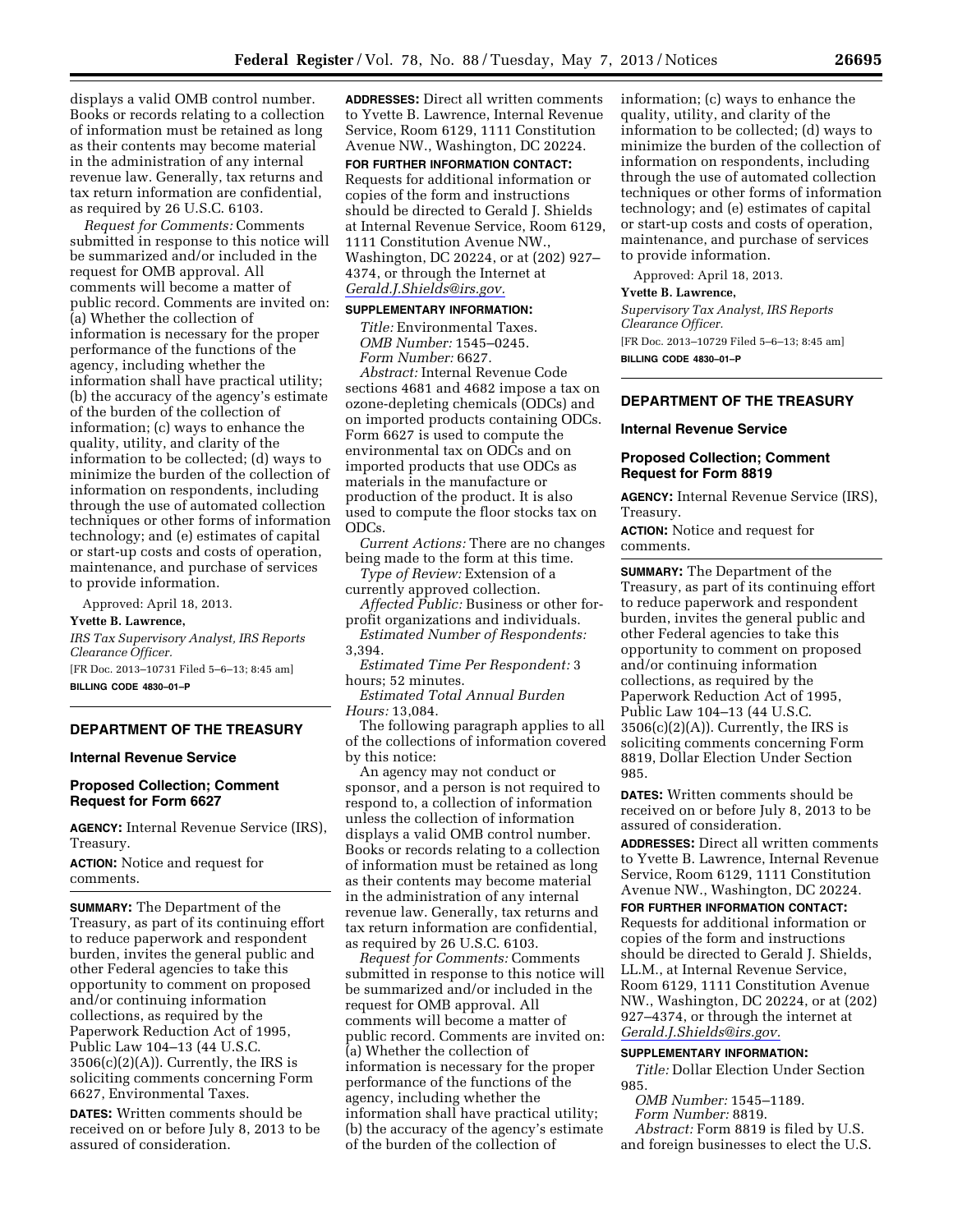displays a valid OMB control number. Books or records relating to a collection of information must be retained as long as their contents may become material in the administration of any internal revenue law. Generally, tax returns and tax return information are confidential, as required by 26 U.S.C. 6103.

*Request for Comments:* Comments submitted in response to this notice will be summarized and/or included in the request for OMB approval. All comments will become a matter of public record. Comments are invited on: (a) Whether the collection of information is necessary for the proper performance of the functions of the agency, including whether the information shall have practical utility; (b) the accuracy of the agency's estimate of the burden of the collection of information; (c) ways to enhance the quality, utility, and clarity of the information to be collected; (d) ways to minimize the burden of the collection of information on respondents, including through the use of automated collection techniques or other forms of information technology; and (e) estimates of capital or start-up costs and costs of operation, maintenance, and purchase of services to provide information.

Approved: April 18, 2013.

**Yvette B. Lawrence,**

*IRS Tax Supervisory Analyst, IRS Reports Clearance Officer.*

[FR Doc. 2013–10731 Filed 5–6–13; 8:45 am]

**BILLING CODE 4830–01–P**

## DEPARTMENT OF THE TREASURY

### Internal Revenue Service

### Proposed Collection; Comment Request for Form 6627

**AGENCY:** Internal Revenue Service (IRS), Treasury.

**ACTION:** Notice and request for comments.

**SUMMARY:** The Department of the Treasury, as part of its continuing effort to reduce paperwork and respondent burden, invites the general public and other Federal agencies to take this opportunity to comment on proposed and/or continuing information collections, as required by the Paperwork Reduction Act of 1995, Public Law 104–13 (44 U.S.C. 3506(c)(2)(A)). Currently, the IRS is soliciting comments concerning Form 6627, Environmental Taxes.

**DATES:** Written comments should be received on or before July 8, 2013 to be assured of consideration.

**ADDRESSES:** Direct all written comments to Yvette B. Lawrence, Internal Revenue Service, Room 6129, 1111 Constitution Avenue NW., Washington, DC 20224.

**FOR FURTHER INFORMATION CONTACT:** Requests for additional information or copies of the form and instructions should be directed to Gerald J. Shields at Internal Revenue Service, Room 6129, 1111 Constitution Avenue NW., Washington, DC 20224, or at (202) 927–4374, or through the Internet at *Gerald.J.Shields@irs.gov.*

**SUPPLEMENTARY INFORMATION:**

*Title:* Environmental Taxes.

*OMB Number:* 1545–0245.

*Form Number:* 6627.

*Abstract:* Internal Revenue Code sections 4681 and 4682 impose a tax on ozone-depleting chemicals (ODCs) and on imported products containing ODCs. Form 6627 is used to compute the environmental tax on ODCs and on imported products that use ODCs as materials in the manufacture or production of the product. It is also used to compute the floor stocks tax on ODCs.

*Current Actions:* There are no changes being made to the form at this time.

*Type of Review:* Extension of a currently approved collection.

*Affected Public:* Business or other for-profit organizations and individuals.

*Estimated Number of Respondents:* 3,394.

*Estimated Time Per Respondent:* 3 hours; 52 minutes.

*Estimated Total Annual Burden Hours:* 13,084.

The following paragraph applies to all of the collections of information covered by this notice:

An agency may not conduct or sponsor, and a person is not required to respond to, a collection of information unless the collection of information displays a valid OMB control number. Books or records relating to a collection of information must be retained as long as their contents may become material in the administration of any internal revenue law. Generally, tax returns and tax return information are confidential, as required by 26 U.S.C. 6103.

*Request for Comments:* Comments submitted in response to this notice will be summarized and/or included in the request for OMB approval. All comments will become a matter of public record. Comments are invited on: (a) Whether the collection of information is necessary for the proper performance of the functions of the agency, including whether the information shall have practical utility; (b) the accuracy of the agency's estimate of the burden of the collection of information; (c) ways to enhance the quality, utility, and clarity of the information to be collected; (d) ways to minimize the burden of the collection of information on respondents, including through the use of automated collection techniques or other forms of information technology; and (e) estimates of capital or start-up costs and costs of operation, maintenance, and purchase of services to provide information.

Approved: April 18, 2013.

**Yvette B. Lawrence,**

*Supervisory Tax Analyst, IRS Reports Clearance Officer.*

[FR Doc. 2013–10729 Filed 5–6–13; 8:45 am]

**BILLING CODE 4830–01–P**

## DEPARTMENT OF THE TREASURY

### Internal Revenue Service

### Proposed Collection; Comment Request for Form 8819

**AGENCY:** Internal Revenue Service (IRS), Treasury.

**ACTION:** Notice and request for comments.

**SUMMARY:** The Department of the Treasury, as part of its continuing effort to reduce paperwork and respondent burden, invites the general public and other Federal agencies to take this opportunity to comment on proposed and/or continuing information collections, as required by the Paperwork Reduction Act of 1995, Public Law 104–13 (44 U.S.C. 3506(c)(2)(A)). Currently, the IRS is soliciting comments concerning Form 8819, Dollar Election Under Section 985.

**DATES:** Written comments should be received on or before July 8, 2013 to be assured of consideration.

**ADDRESSES:** Direct all written comments to Yvette B. Lawrence, Internal Revenue Service, Room 6129, 1111 Constitution Avenue NW., Washington, DC 20224.

**FOR FURTHER INFORMATION CONTACT:** Requests for additional information or copies of the form and instructions should be directed to Gerald J. Shields, LL.M., at Internal Revenue Service, Room 6129, 1111 Constitution Avenue NW., Washington, DC 20224, or at (202) 927–4374, or through the internet at *Gerald.J.Shields@irs.gov.*

**SUPPLEMENTARY INFORMATION:**

*Title:* Dollar Election Under Section 985.

*OMB Number:* 1545–1189.

*Form Number:* 8819.

*Abstract:* Form 8819 is filed by U.S. and foreign businesses to elect the U.S.